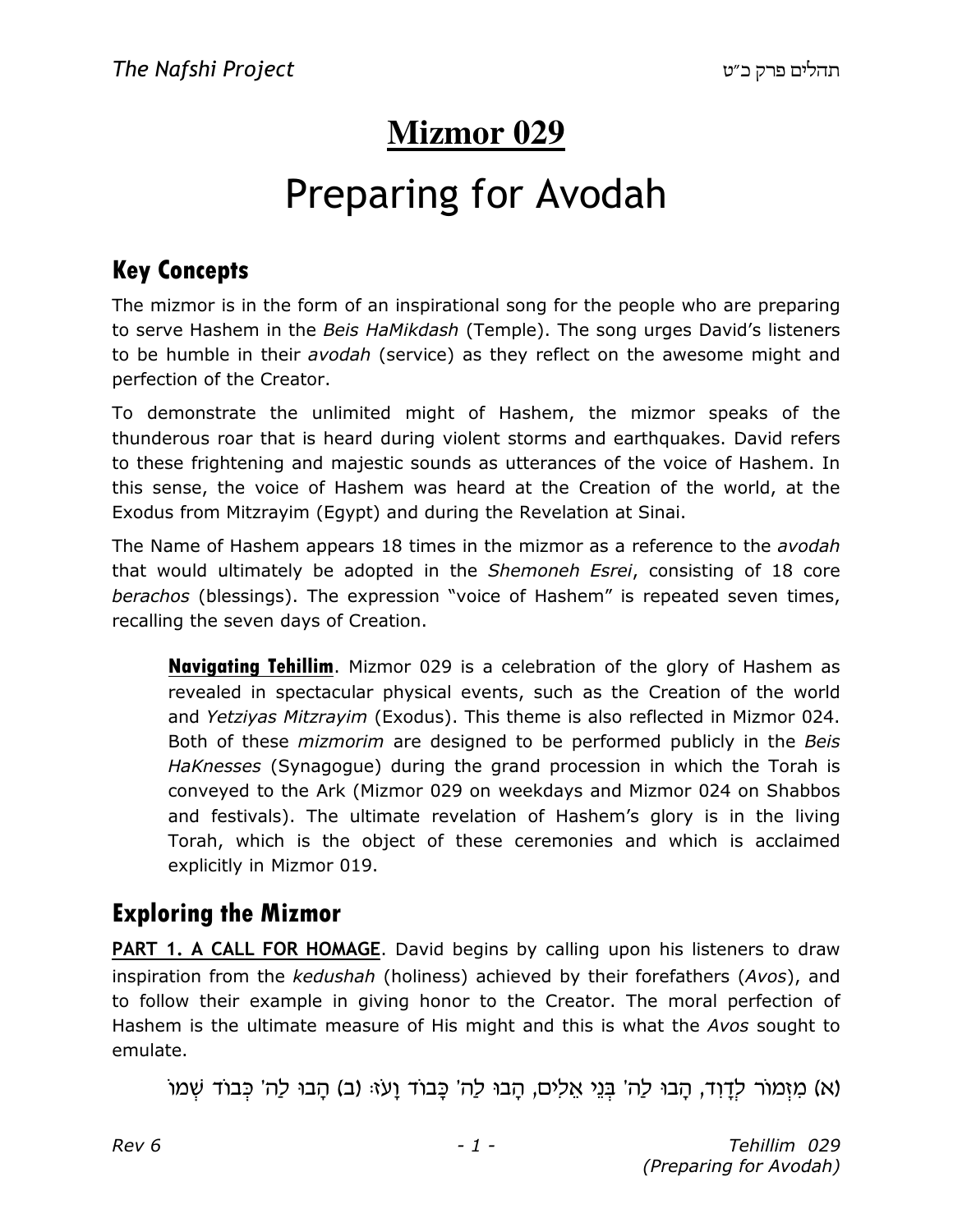# Mizmor 029

# Preparing for Avodah

## Key Concepts

The mizmor is in the form of an inspirational song for the people who are preparing to serve Hashem in the *Beis HaMikdash* (Temple). The song urges David's listeners to be humble in their *avodah* (service) as they reflect on the awesome might and perfection of the Creator.

To demonstrate the unlimited might of Hashem, the mizmor speaks of the thunderous roar that is heard during violent storms and earthquakes. David refers to these frightening and majestic sounds as utterances of the voice of Hashem. In this sense, the voice of Hashem was heard at the Creation of the world, at the Exodus from Mitzrayim (Egypt) and during the Revelation at Sinai.

The Name of Hashem appears 18 times in the mizmor as a reference to the *avodah* that would ultimately be adopted in the *Shemoneh Esrei*, consisting of 18 core *berachos* (blessings). The expression "voice of Hashem" is repeated seven times, recalling the seven days of Creation.

> **Navigating Tehillim**. Mizmor 029 is a celebration of the glory of Hashem as revealed in spectacular physical events, such as the Creation of the world and *Yetziyas Mitzrayim* (Exodus). This theme is also reflected in Mizmor 024. Both of these *mizmorim* are designed to be performed publicly in the *Beis HaKnesses* (Synagogue) during the grand procession in which the Torah is conveyed to the Ark (Mizmor 029 on weekdays and Mizmor 024 on Shabbos and festivals). The ultimate revelation of Hashem's glory is in the living Torah, which is the object of these ceremonies and which is acclaimed explicitly in Mizmor 019.

## Exploring the Mizmor

**PART 1. A CALL FOR HOMAGE**. David begins by calling upon his listeners to draw inspiration from the *kedushah* (holiness) achieved by their forefathers (*Avos*), and to follow their example in giving honor to the Creator. The moral perfection of Hashem is the ultimate measure of His might and this is what the *Avos* sought to emulate.

(א) מִזְמוֹר לְדָוִד, הָבוּ לַה' בְּנֵי אֵלִים, הָבוּ לַה' כָּבוֹד וָעֹז: (ב) הָבוּ לַה' כְּבוֹד שְׁמוֹ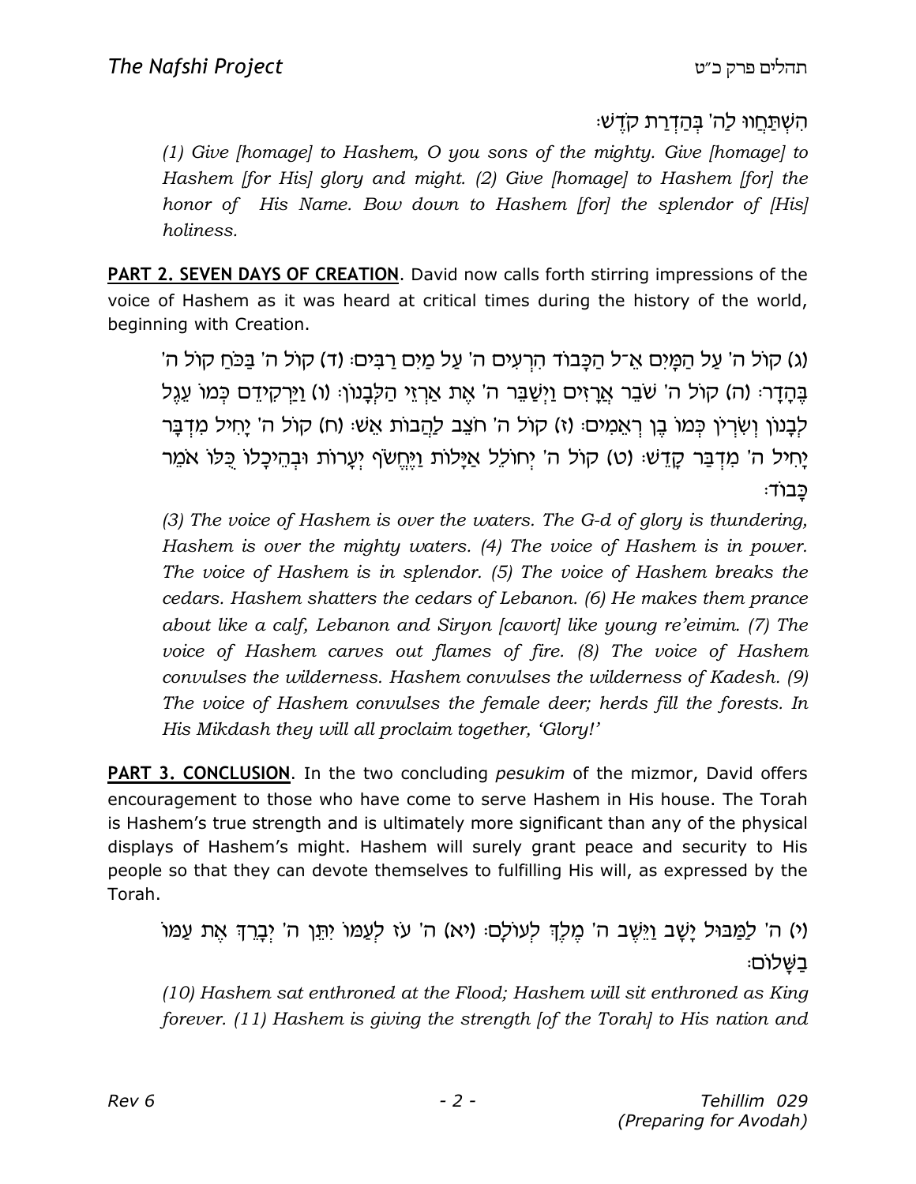הִשְׁתַּחֲווּ לַה' בְּהַדְרַת קֹדֶשׁ׃

*(1) Give [homage] to Hashem, O you sons of the mighty. Give [homage] to Hashem [for His] glory and might. (2) Give [homage] to Hashem [for] the honor of His Name. Bow down to Hashem [for] the splendor of [His] holiness.*

**PART 2. SEVEN DAYS OF CREATION**. David now calls forth stirring impressions of the voice of Hashem as it was heard at critical times during the history of the world, beginning with Creation.

(ג) קוֹל ה' עַל הַמָּיִם אֵ־ל הַכָּבוֹד הִרְעִים ה' עַל מַיִם רַבִּים׃ (ד) קוֹל ה' בַּכֹּחַ קוֹל ה' בֶּהָדָר׃ (ה) קוֹל ה' שֹׁבֵר אֲרָזִים וַיְשַׁבֵּר ה' אֶת אַרְזֵי הַלְּבָנוֹן׃ (ו) וַיַּרְקִידֵם כְּמוֹ עֵגֶל לְבָנוֹן וְשִׂרְיֹן כְּמוֹ בֶן רְאֵמִים׃ (ז) קוֹל ה' חֹצֵב לַהֲבוֹת אֵשׁ׃ (ח) קוֹל ה' יָחִיל מִדְבָּר יָחִיל ה' מִדְבַּר קָדֵשׁ׃ (ט) קוֹל ה' יְחוֹלֵל אַיָּלוֹת וַיֶּחֱשֹׂף יְעָרוֹת וּבְהֵיכָלוֹ כֻּלּוֹ אֹמֵר כָּבוֹד׃

*(3) The voice of Hashem is over the waters. The G-d of glory is thundering, Hashem is over the mighty waters. (4) The voice of Hashem is in power. The voice of Hashem is in splendor. (5) The voice of Hashem breaks the cedars. Hashem shatters the cedars of Lebanon. (6) He makes them prance about like a calf, Lebanon and Siryon [cavort] like young re'eimim. (7) The voice of Hashem carves out flames of fire. (8) The voice of Hashem convulses the wilderness. Hashem convulses the wilderness of Kadesh. (9) The voice of Hashem convulses the female deer; herds fill the forests. In His Mikdash they will all proclaim together, 'Glory!'*

**PART 3. CONCLUSION**. In the two concluding *pesukim* of the mizmor, David offers encouragement to those who have come to serve Hashem in His house. The Torah is Hashem's true strength and is ultimately more significant than any of the physical displays of Hashem's might. Hashem will surely grant peace and security to His people so that they can devote themselves to fulfilling His will, as expressed by the Torah.

(י) ה' לַמַּבּוּל יָשָׁב וַיֵּשֶׁב ה' מֶלֶךְ לְעוֹלָם׃ (יא) ה' עֹז לְעַמּוֹ יִתֵּן ה' יְבָרֵךְ אֶת עַמּוֹ בַשָּׁלוֹם׃

*(10) Hashem sat enthroned at the Flood; Hashem will sit enthroned as King forever. (11) Hashem is giving the strength [of the Torah] to His nation and*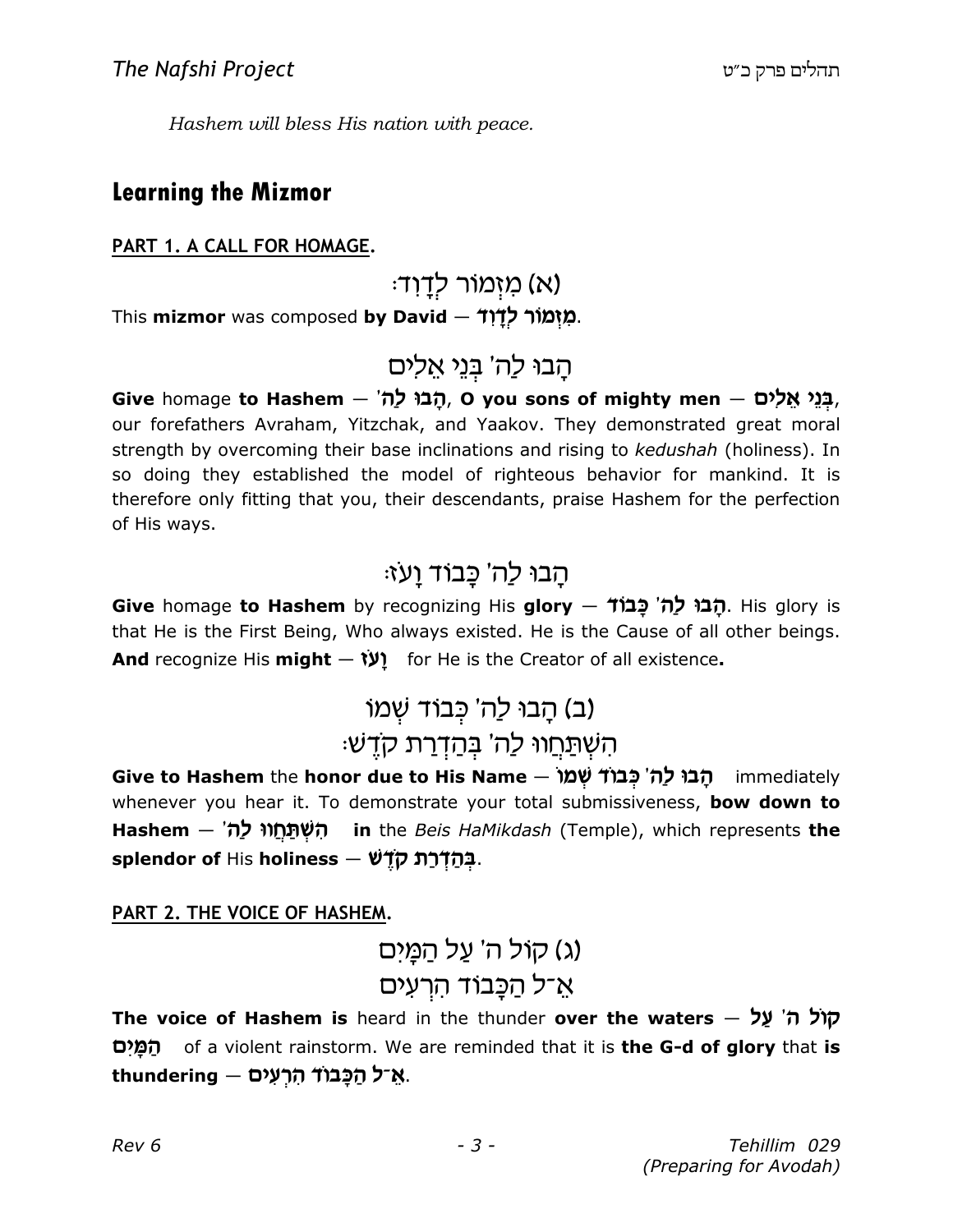*Hashem will bless His nation with peace.*

## Learning the Mizmor

**PART 1. A CALL FOR HOMAGE.**

(א) מִזְמוֹר לְדָוִד׃

This **mizmor** was composed **by David** — **מִזְמוֹר לְדָוִד**.

הָבוּ לַה' בְּנֵי אֵלִים

**Give** homage **to Hashem** — **הָבוּ לַה'**, **O you sons of mighty men** — **בְּנֵי אֵלִים**, our forefathers Avraham, Yitzchak, and Yaakov. They demonstrated great moral strength by overcoming their base inclinations and rising to *kedushah* (holiness). In so doing they established the model of righteous behavior for mankind. It is therefore only fitting that you, their descendants, praise Hashem for the perfection of His ways.

הָבוּ לַה' כָּבוֹד וָעֹז׃

**Give** homage **to Hashem** by recognizing His **glory** — **הָבוּ לַה' כָּבוֹד**. His glory is that He is the First Being, Who always existed. He is the Cause of all other beings. **And** recognize His **might** — **וָעֹז** for He is the Creator of all existence**.**

(ב) הָבוּ לַה' כְּבוֹד שְׁמוֹ
הִשְׁתַּחֲווּ לַה' בְּהַדְרַת קֹדֶשׁ׃

**Give to Hashem** the **honor due to His Name** — **הָבוּ לַה' כְּבוֹד שְׁמוֹ** immediately whenever you hear it. To demonstrate your total submissiveness, **bow down to Hashem** — **הִשְׁתַּחֲווּ לַה'** **in** the *Beis HaMikdash* (Temple), which represents **the splendor of** His **holiness** — **בְּהַדְרַת קֹדֶשׁ**.

**PART 2. THE VOICE OF HASHEM.**

(ג) קוֹל ה' עַל הַמָּיִם
אֵ־ל הַכָּבוֹד הִרְעִים

**The voice of Hashem is** heard in the thunder **over the waters** — **קוֹל ה' עַל הַמָּיִם** of a violent rainstorm. We are reminded that it is **the G-d of glory** that **is thundering** — **אֵ־ל הַכָּבוֹד הִרְעִים**.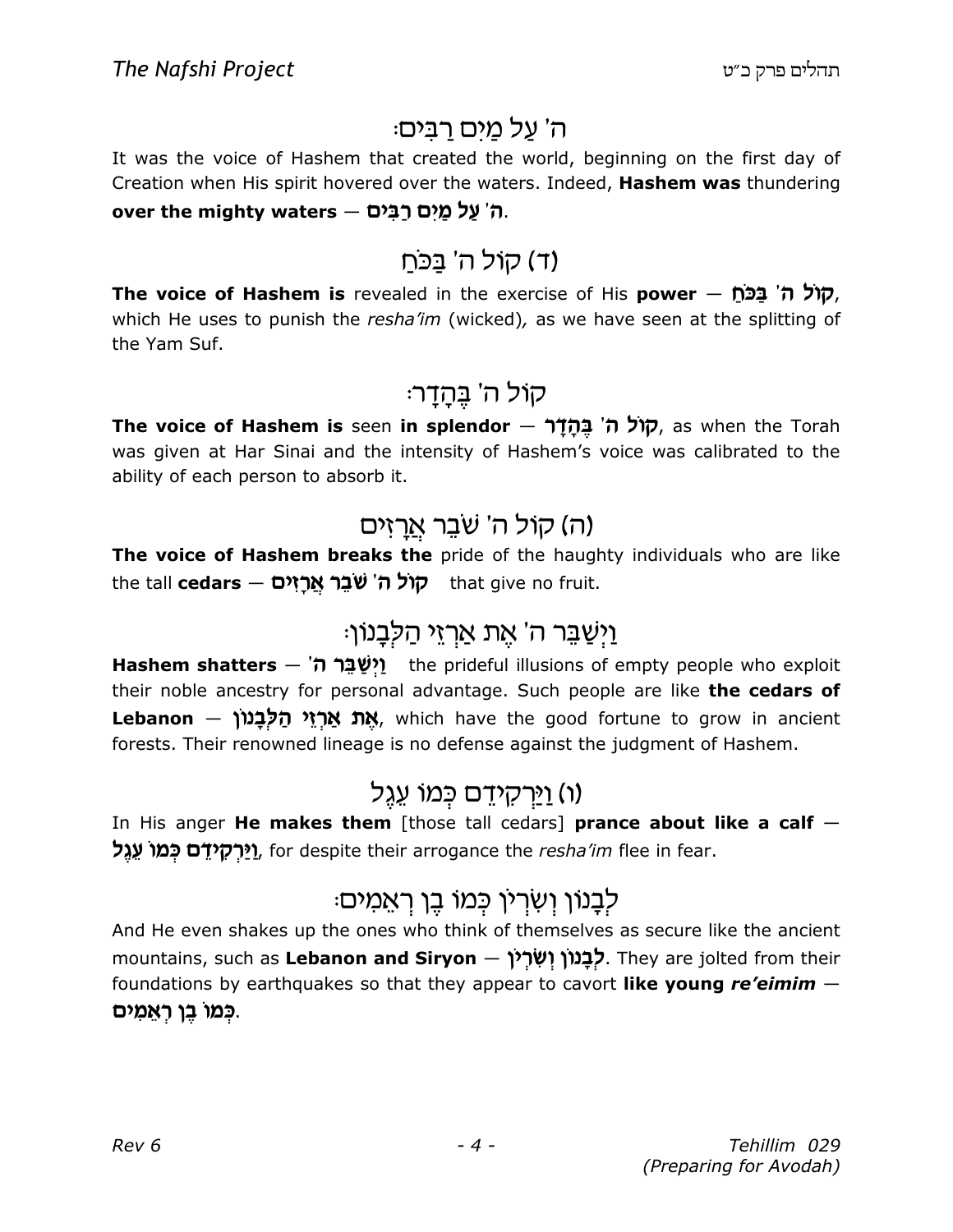## ה' עַל מַיִם רַבִּים׃

It was the voice of Hashem that created the world, beginning on the first day of Creation when His spirit hovered over the waters. Indeed, **Hashem was** thundering **over the mighty waters — ה' עַל מַיִם רַבִּים**.

## (ד) קוֹל ה' בַּכֹּחַ

**The voice of Hashem is** revealed in the exercise of His **power — קוֹל ה' בַּכֹּחַ**, which He uses to punish the *resha'im* (wicked), as we have seen at the splitting of the Yam Suf.

## קוֹל ה' בֶּהָדָר׃

**The voice of Hashem is** seen **in splendor — קוֹל ה' בֶּהָדָר**, as when the Torah was given at Har Sinai and the intensity of Hashem's voice was calibrated to the ability of each person to absorb it.

## (ה) קוֹל ה' שֹׁבֵר אֲרָזִים

**The voice of Hashem breaks the** pride of the haughty individuals who are like the tall **cedars — קוֹל ה' שֹׁבֵר אֲרָזִים** that give no fruit.

## וַיְשַׁבֵּר ה' אֶת אַרְזֵי הַלְּבָנוֹן׃

**Hashem shatters — וַיְשַׁבֵּר ה'** the prideful illusions of empty people who exploit their noble ancestry for personal advantage. Such people are like **the cedars of Lebanon — אֶת אַרְזֵי הַלְּבָנוֹן**, which have the good fortune to grow in ancient forests. Their renowned lineage is no defense against the judgment of Hashem.

## (ו) וַיַּרְקִידֵם כְּמוֹ עֵגֶל

In His anger **He makes them** [those tall cedars] **prance about like a calf — וַיַּרְקִידֵם כְּמוֹ עֵגֶל**, for despite their arrogance the *resha'im* flee in fear.

## לְבָנוֹן וְשִׂרְיֹן כְּמוֹ בֶן רְאֵמִים׃

And He even shakes up the ones who think of themselves as secure like the ancient mountains, such as **Lebanon and Siryon — לְבָנוֹן וְשִׂרְיֹן**. They are jolted from their foundations by earthquakes so that they appear to cavort **like young *re'eimim* — כְּמוֹ בֶן רְאֵמִים**.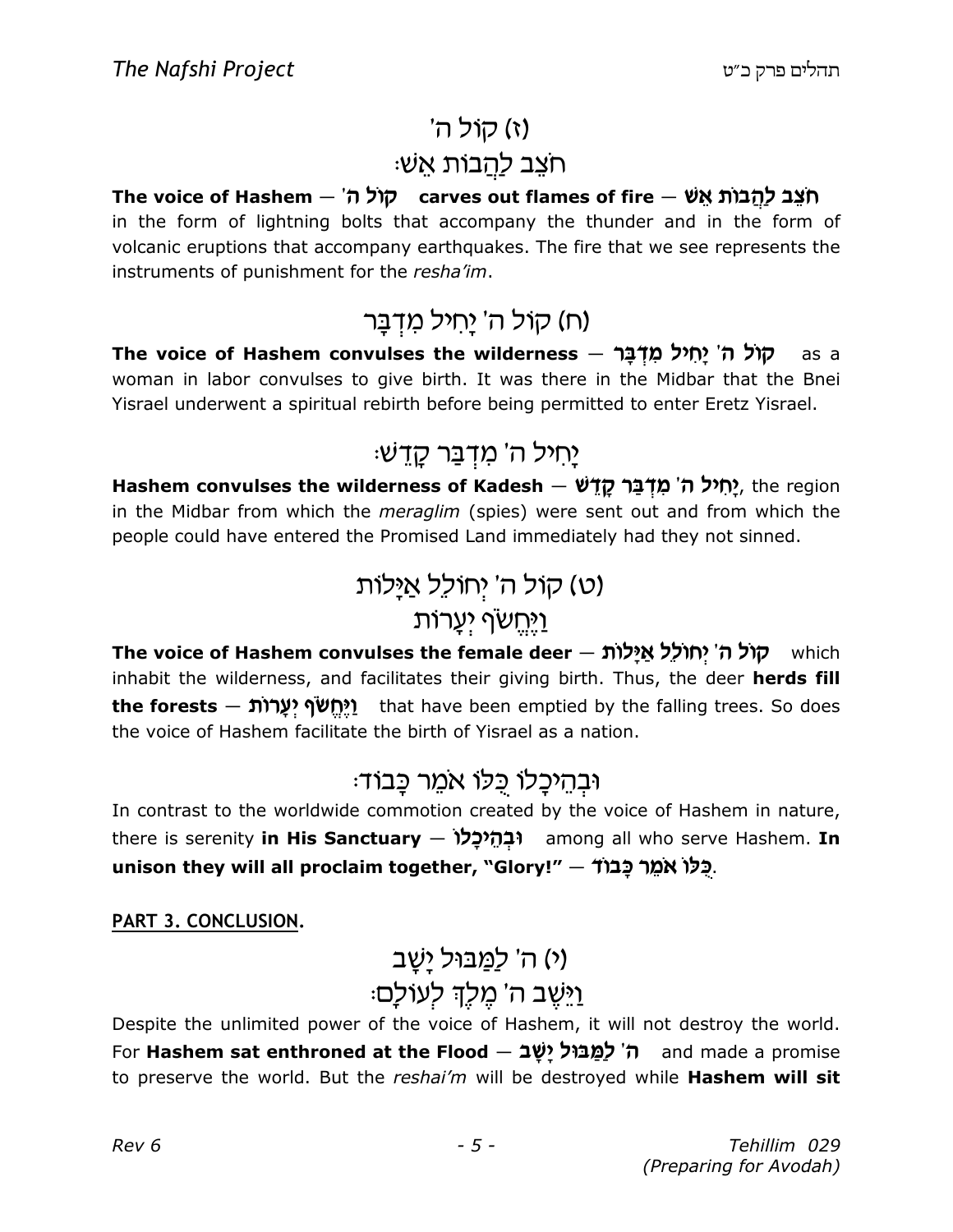## (ז) קוֹל ה'
## חֹצֵב לַהֲבוֹת אֵשׁ׃

**The voice of Hashem — קוֹל ה'   carves out flames of fire — חֹצֵב לַהֲבוֹת אֵשׁ** in the form of lightning bolts that accompany the thunder and in the form of volcanic eruptions that accompany earthquakes. The fire that we see represents the instruments of punishment for the *resha'im*.

## (ח) קוֹל ה' יָחִיל מִדְבָּר

**The voice of Hashem convulses the wilderness — קוֹל ה' יָחִיל מִדְבָּר** as a woman in labor convulses to give birth. It was there in the Midbar that the Bnei Yisrael underwent a spiritual rebirth before being permitted to enter Eretz Yisrael.

## יָחִיל ה' מִדְבַּר קָדֵשׁ׃

**Hashem convulses the wilderness of Kadesh — יָחִיל ה' מִדְבַּר קָדֵשׁ**, the region in the Midbar from which the *meraglim* (spies) were sent out and from which the people could have entered the Promised Land immediately had they not sinned.

## (ט) קוֹל ה' יְחוֹלֵל אַיָּלוֹת
## וַיֶּחֱשֹׂף יְעָרוֹת

**The voice of Hashem convulses the female deer — קוֹל ה' יְחוֹלֵל אַיָּלוֹת** which inhabit the wilderness, and facilitates their giving birth. Thus, the deer **herds fill the forests — וַיֶּחֱשֹׂף יְעָרוֹת** that have been emptied by the falling trees. So does the voice of Hashem facilitate the birth of Yisrael as a nation.

## וּבְהֵיכָלוֹ כֻּלּוֹ אֹמֵר כָּבוֹד׃

In contrast to the worldwide commotion created by the voice of Hashem in nature, there is serenity **in His Sanctuary — וּבְהֵיכָלוֹ** among all who serve Hashem. **In unison they will all proclaim together, "Glory!" — כֻּלּוֹ אֹמֵר כָּבוֹד**.

**PART 3. CONCLUSION.**

## (י) ה' לַמַּבּוּל יָשָׁב
## וַיֵּשֶׁב ה' מֶלֶךְ לְעוֹלָם׃

Despite the unlimited power of the voice of Hashem, it will not destroy the world. For **Hashem sat enthroned at the Flood — ה' לַמַּבּוּל יָשָׁב** and made a promise to preserve the world. But the *reshai'm* will be destroyed while **Hashem will sit**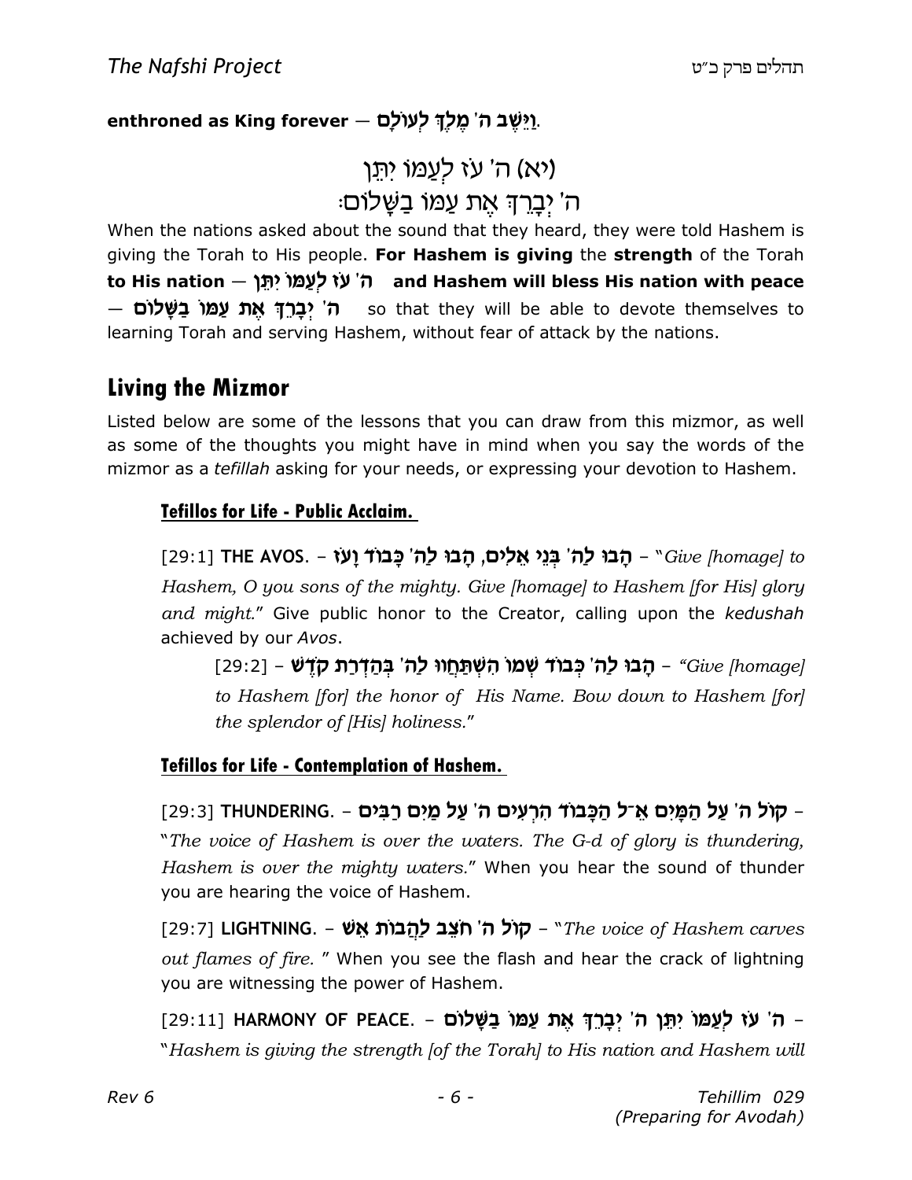**enthroned as King forever — וַיֵּשֶׁב ה' מֶלֶךְ לְעוֹלָם.**

(יא) ה' עֹז לְעַמּוֹ יִתֵּן
ה' יְבָרֵךְ אֶת עַמּוֹ בַשָּׁלוֹם׃

When the nations asked about the sound that they heard, they were told Hashem is giving the Torah to His people. **For Hashem is giving** the **strength** of the Torah **to His nation — ה' עֹז לְעַמּוֹ יִתֵּן and Hashem will bless His nation with peace — ה' יְבָרֵךְ אֶת עַמּוֹ בַשָּׁלוֹם** so that they will be able to devote themselves to learning Torah and serving Hashem, without fear of attack by the nations.

## Living the Mizmor

Listed below are some of the lessons that you can draw from this mizmor, as well as some of the thoughts you might have in mind when you say the words of the mizmor as a *tefillah* asking for your needs, or expressing your devotion to Hashem.

### Tefillos for Life - Public Acclaim.

[29:1] **THE AVOS.** – **הָבוּ לַה' בְּנֵי אֵלִים, הָבוּ לַה' כָּבוֹד וָעֹז** – "*Give [homage] to Hashem, O you sons of the mighty. Give [homage] to Hashem [for His] glory and might.*" Give public honor to the Creator, calling upon the *kedushah* achieved by our *Avos*.

[29:2] – **הָבוּ לַה' כְּבוֹד שְׁמוֹ הִשְׁתַּחֲווּ לַה' בְּהַדְרַת קֹדֶשׁ** – "*Give [homage] to Hashem [for] the honor of His Name. Bow down to Hashem [for] the splendor of [His] holiness.*"

### Tefillos for Life - Contemplation of Hashem.

[29:3] **THUNDERING.** – **קוֹל ה' עַל הַמָּיִם אֵ־ל הַכָּבוֹד הִרְעִים ה' עַל מַיִם רַבִּים** – "*The voice of Hashem is over the waters. The G-d of glory is thundering, Hashem is over the mighty waters.*" When you hear the sound of thunder you are hearing the voice of Hashem.

[29:7] **LIGHTNING.** – **קוֹל ה' חֹצֵב לַהֲבוֹת אֵשׁ** – "*The voice of Hashem carves out flames of fire.* " When you see the flash and hear the crack of lightning you are witnessing the power of Hashem.

[29:11] **HARMONY OF PEACE.** – **ה' עֹז לְעַמּוֹ יִתֵּן ה' יְבָרֵךְ אֶת עַמּוֹ בַשָּׁלוֹם** – "*Hashem is giving the strength [of the Torah] to His nation and Hashem will*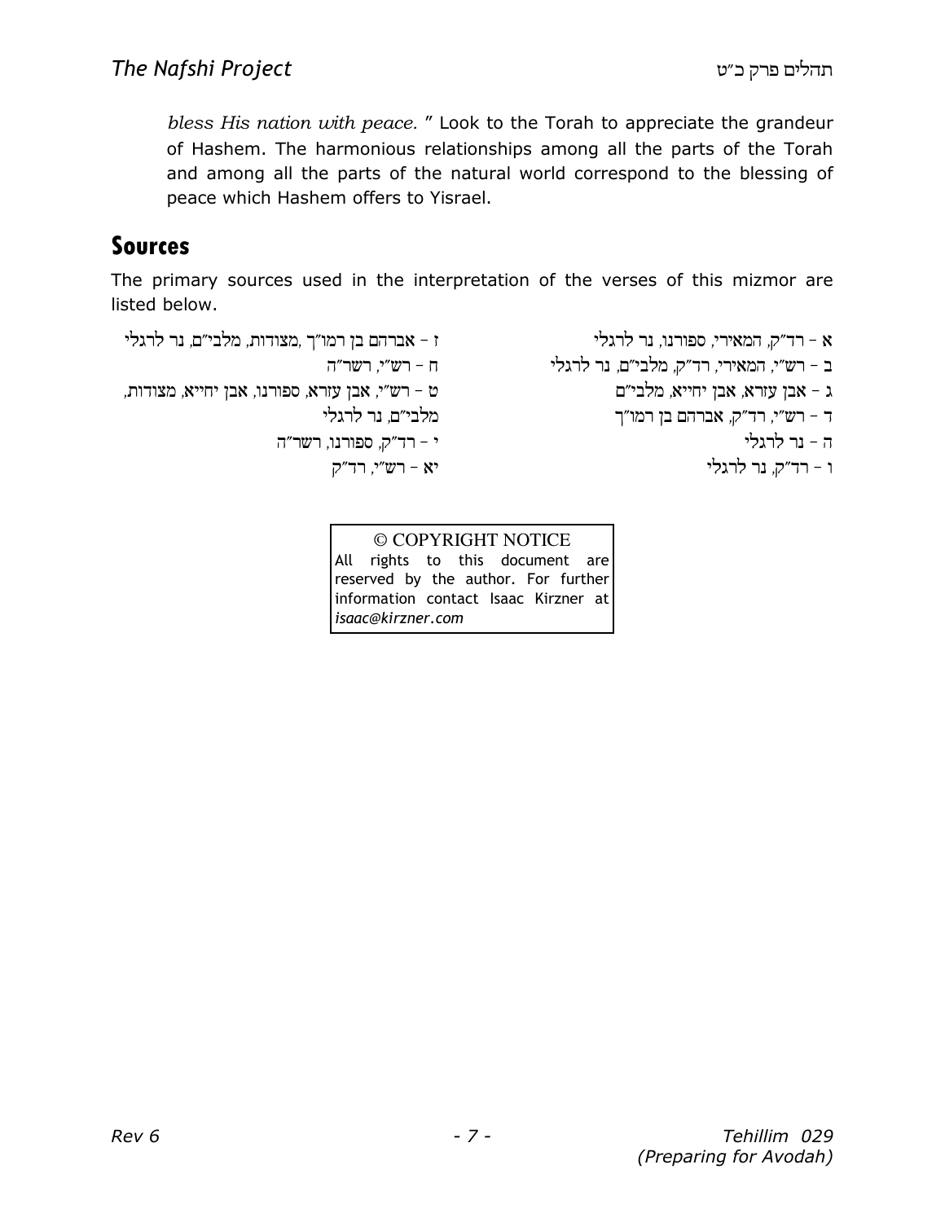*bless His nation with peace.* " Look to the Torah to appreciate the grandeur of Hashem. The harmonious relationships among all the parts of the Torah and among all the parts of the natural world correspond to the blessing of peace which Hashem offers to Yisrael.

## Sources

The primary sources used in the interpretation of the verses of this mizmor are listed below.

א – רד״ק, המאירי, ספורנו, נר לרגלי
ב – רש״י, המאירי, רד״ק, מלבי״ם, נר לרגלי
ג – אבן עזרא, אבן יחייא, מלבי״ם
ד – רש״י, רד״ק, אברהם בן רמו״ך
ה – נר לרגלי
ו – רד״ק, נר לרגלי
ז – אברהם בן רמו״ך ,מצודות, מלבי״ם, נר לרגלי
ח – רש״י, רשר״ה
ט – רש״י, אבן עזרא, ספורנו, אבן יחייא, מצודות, מלבי״ם, נר לרגלי
י – רד״ק, ספורנו, רשר״ה
יא – רש״י, רד״ק

© COPYRIGHT NOTICE
All rights to this document are reserved by the author. For further information contact Isaac Kirzner at *isaac@kirzner.com*